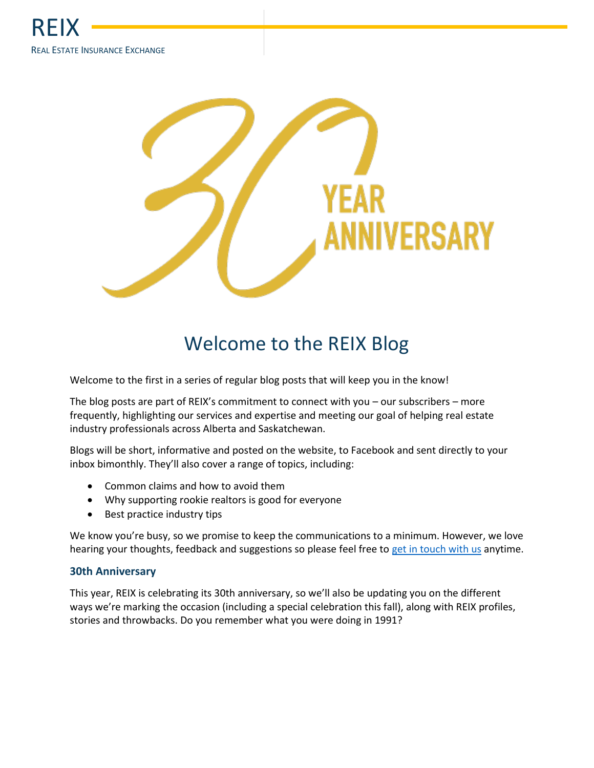REIX

REAL ESTATE INSURANCE EXCHANGE

30 YEAR ANNIVERSARY

# Welcome to the REIX Blog

Welcome to the first in a series of regular blog posts that will keep you in the know!

The blog posts are part of REIX's commitment to connect with you – our subscribers – more frequently, highlighting our services and expertise and meeting our goal of helping real estate industry professionals across Alberta and Saskatchewan.

Blogs will be short, informative and posted on the website, to Facebook and sent directly to your inbox bimonthly. They'll also cover a range of topics, including:

- Common claims and how to avoid them
- Why supporting rookie realtors is good for everyone
- Best practice industry tips

We know you're busy, so we promise to keep the communications to a minimum. However, we love hearing your thoughts, feedback and suggestions so please feel free to get in touch with us anytime.

### 30th Anniversary

This year, REIX is celebrating its 30th anniversary, so we'll also be updating you on the different ways we're marking the occasion (including a special celebration this fall), along with REIX profiles, stories and throwbacks. Do you remember what you were doing in 1991?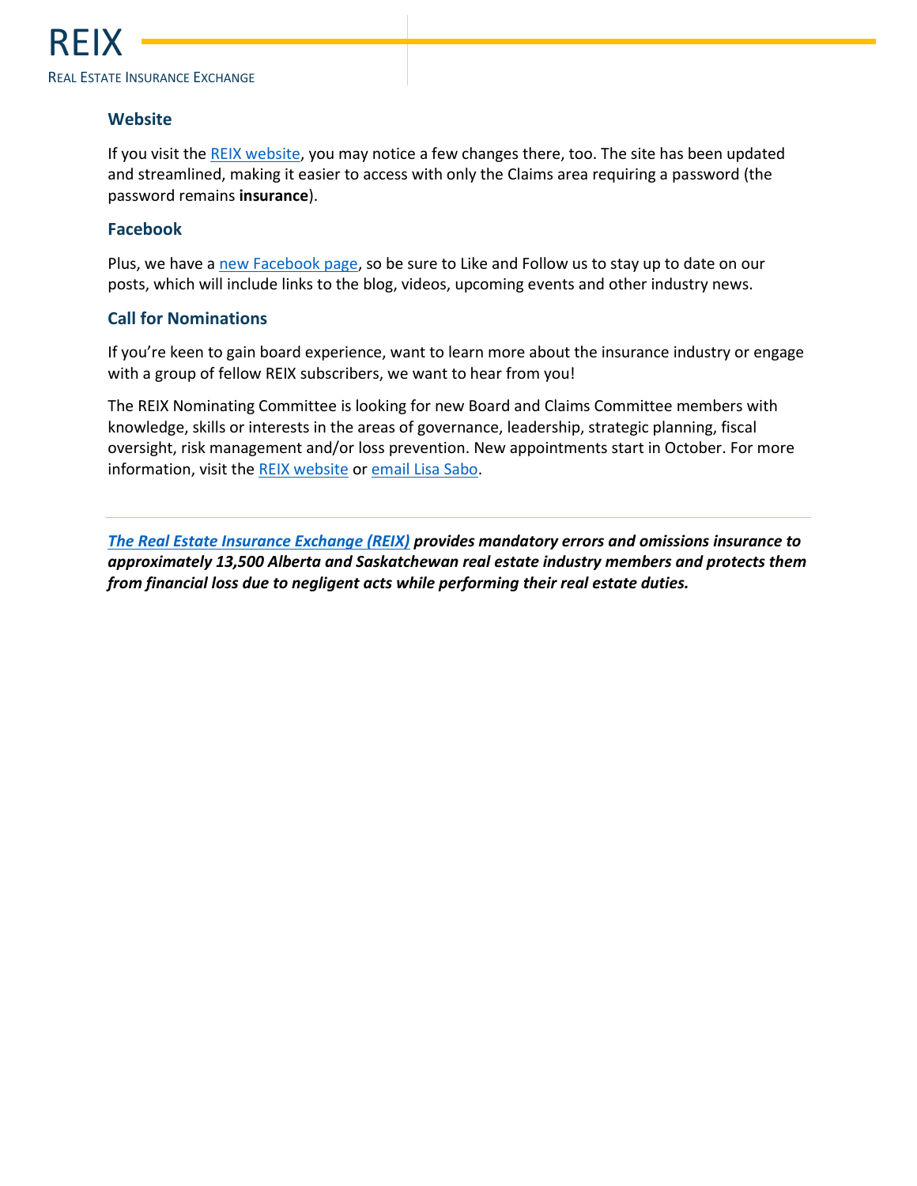### Website

If you visit the REIX website, you may notice a few changes there, too. The site has been updated and streamlined, making it easier to access with only the Claims area requiring a password (the password remains **insurance**).

### Facebook

Plus, we have a new Facebook page, so be sure to Like and Follow us to stay up to date on our posts, which will include links to the blog, videos, upcoming events and other industry news.

### Call for Nominations

If you're keen to gain board experience, want to learn more about the insurance industry or engage with a group of fellow REIX subscribers, we want to hear from you!

The REIX Nominating Committee is looking for new Board and Claims Committee members with knowledge, skills or interests in the areas of governance, leadership, strategic planning, fiscal oversight, risk management and/or loss prevention. New appointments start in October. For more information, visit the REIX website or email Lisa Sabo.

---

***The Real Estate Insurance Exchange (REIX) provides mandatory errors and omissions insurance to approximately 13,500 Alberta and Saskatchewan real estate industry members and protects them from financial loss due to negligent acts while performing their real estate duties.***